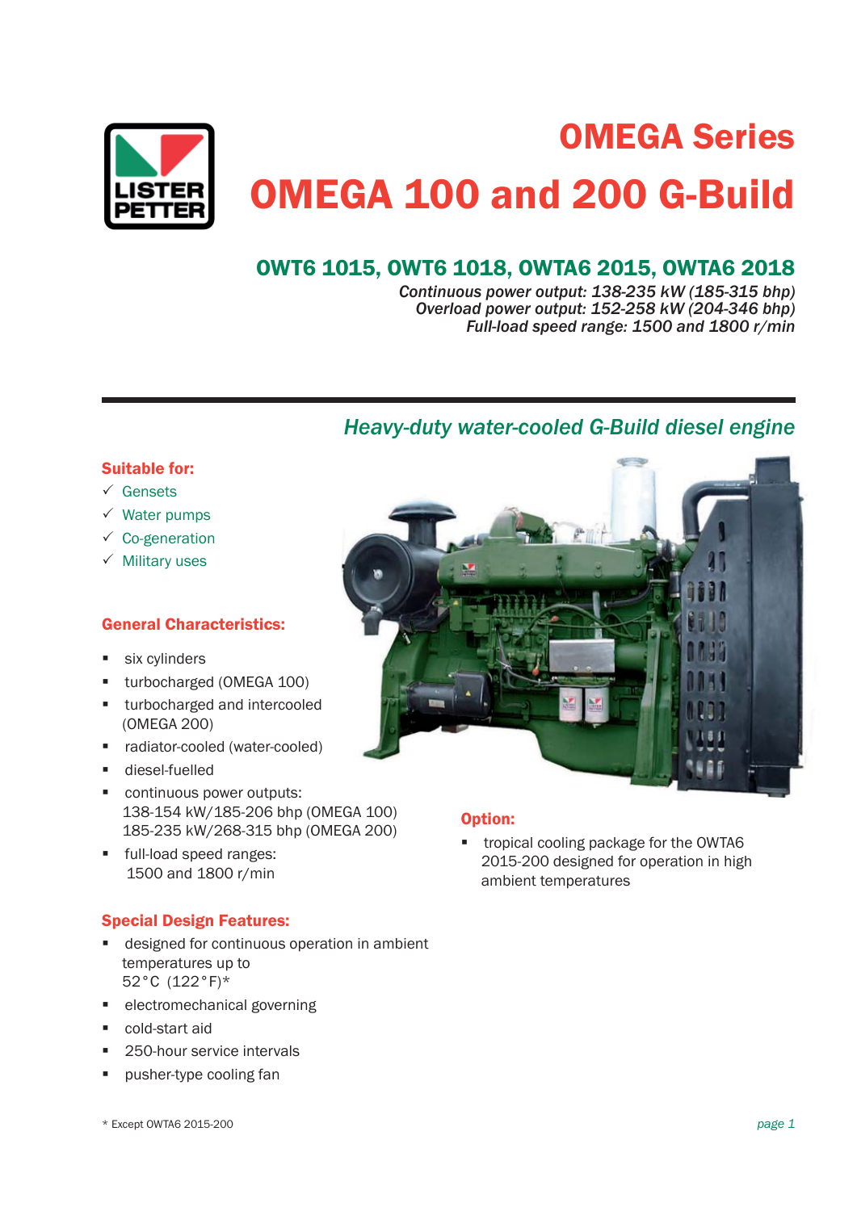# OMEGA Series

# OMEGA 100 and 200 G-Build

## OWT6 1015, OWT6 1018, OWTA6 2015, OWTA6 2018

*Continuous power output: 138-235 kW (185-315 bhp)*
*Overload power output: 152-258 kW (204-346 bhp)*
*Full-load speed range: 1500 and 1800 r/min*

---

## *Heavy-duty water-cooled G-Build diesel engine*

### Suitable for:

- ✓ Gensets
- ✓ Water pumps
- ✓ Co-generation
- ✓ Military uses

### General Characteristics:

- six cylinders
- turbocharged (OMEGA 100)
- turbocharged and intercooled (OMEGA 200)
- radiator-cooled (water-cooled)
- diesel-fuelled
- continuous power outputs:
  138-154 kW/185-206 bhp (OMEGA 100)
  185-235 kW/268-315 bhp (OMEGA 200)
- full-load speed ranges:
  1500 and 1800 r/min

### Special Design Features:

- designed for continuous operation in ambient temperatures up to 52°C (122°F)*
- electromechanical governing
- cold-start aid
- 250-hour service intervals
- pusher-type cooling fan

### Option:

- tropical cooling package for the OWTA6 2015-200 designed for operation in high ambient temperatures

* Except OWTA6 2015-200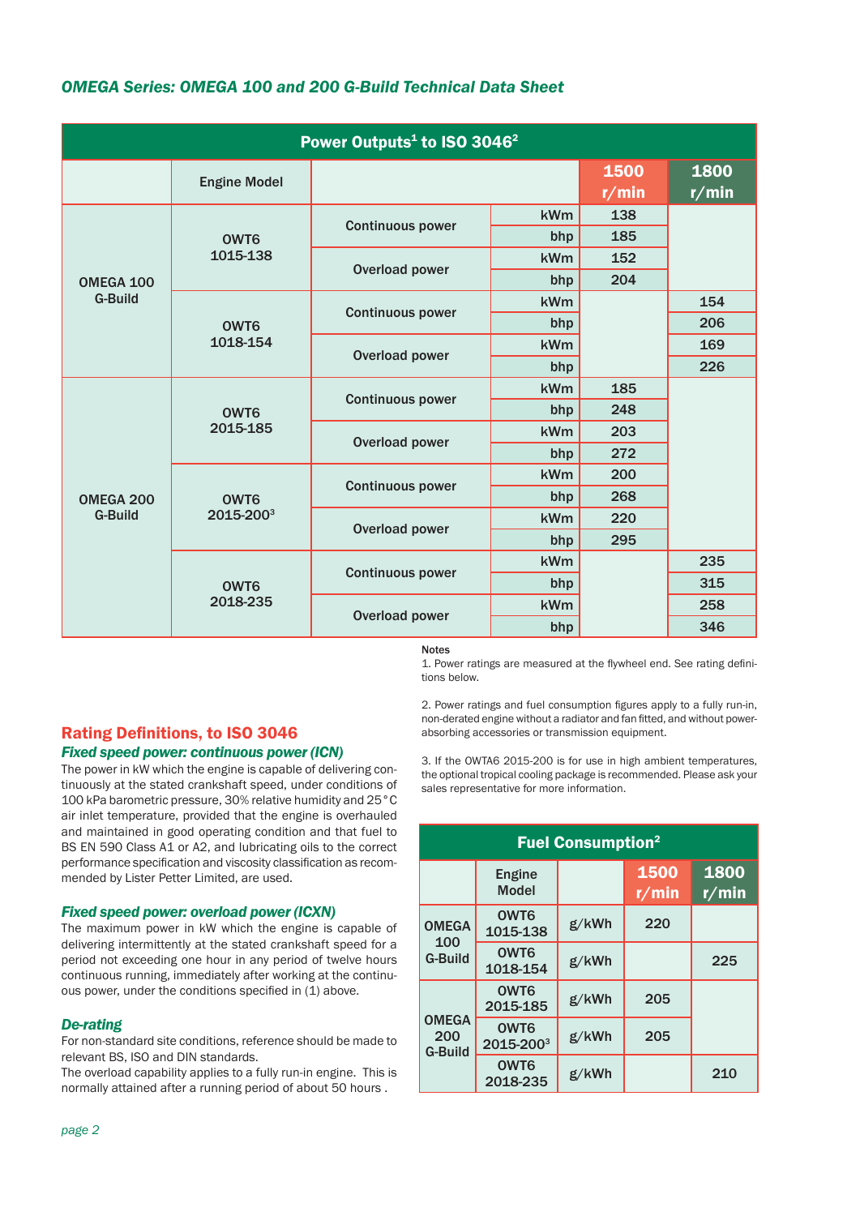## OMEGA Series: OMEGA 100 and 200 G-Build Technical Data Sheet

| Power Outputs[1] to ISO 3046[2] | | | | | |
|---|---|---|---|---|---|
| | Engine Model | | | 1500 r/min | 1800 r/min |
| OMEGA 100 G-Build | OWT6 1015-138 | Continuous power | kWm | 138 | |
| | | | bhp | 185 | |
| | | Overload power | kWm | 152 | |
| | | | bhp | 204 | |
| | OWT6 1018-154 | Continuous power | kWm | | 154 |
| | | | bhp | | 206 |
| | | Overload power | kWm | | 169 |
| | | | bhp | | 226 |
| OMEGA 200 G-Build | OWT6 2015-185 | Continuous power | kWm | 185 | |
| | | | bhp | 248 | |
| | | Overload power | kWm | 203 | |
| | | | bhp | 272 | |
| | OWT6 2015-200[3] | Continuous power | kWm | 200 | |
| | | | bhp | 268 | |
| | | Overload power | kWm | 220 | |
| | | | bhp | 295 | |
| | OWT6 2018-235 | Continuous power | kWm | | 235 |
| | | | bhp | | 315 |
| | | Overload power | kWm | | 258 |
| | | | bhp | | 346 |

**Notes**

1. Power ratings are measured at the flywheel end. See rating definitions below.

2. Power ratings and fuel consumption figures apply to a fully run-in, non-derated engine without a radiator and fan fitted, and without power-absorbing accessories or transmission equipment.

3. If the OWTA6 2015-200 is for use in high ambient temperatures, the optional tropical cooling package is recommended. Please ask your sales representative for more information.

## Rating Definitions, to ISO 3046

### *Fixed speed power: continuous power (ICN)*

The power in kW which the engine is capable of delivering continuously at the stated crankshaft speed, under conditions of 100 kPa barometric pressure, 30% relative humidity and 25 °C air inlet temperature, provided that the engine is overhauled and maintained in good operating condition and that fuel to BS EN 590 Class A1 or A2, and lubricating oils to the correct performance specification and viscosity classification as recommended by Lister Petter Limited, are used.

### *Fixed speed power: overload power (ICXN)*

The maximum power in kW which the engine is capable of delivering intermittently at the stated crankshaft speed for a period not exceeding one hour in any period of twelve hours continuous running, immediately after working at the continuous power, under the conditions specified in (1) above.

### *De-rating*

For non-standard site conditions, reference should be made to relevant BS, ISO and DIN standards.
The overload capability applies to a fully run-in engine. This is normally attained after a running period of about 50 hours .

| Fuel Consumption[2] | | | | |
|---|---|---|---|---|
| | Engine Model | | 1500 r/min | 1800 r/min |
| OMEGA 100 G-Build | OWT6 1015-138 | g/kWh | 220 | |
| | OWT6 1018-154 | g/kWh | | 225 |
| OMEGA 200 G-Build | OWT6 2015-185 | g/kWh | 205 | |
| | OWT6 2015-200[3] | g/kWh | 205 | |
| | OWT6 2018-235 | g/kWh | | 210 |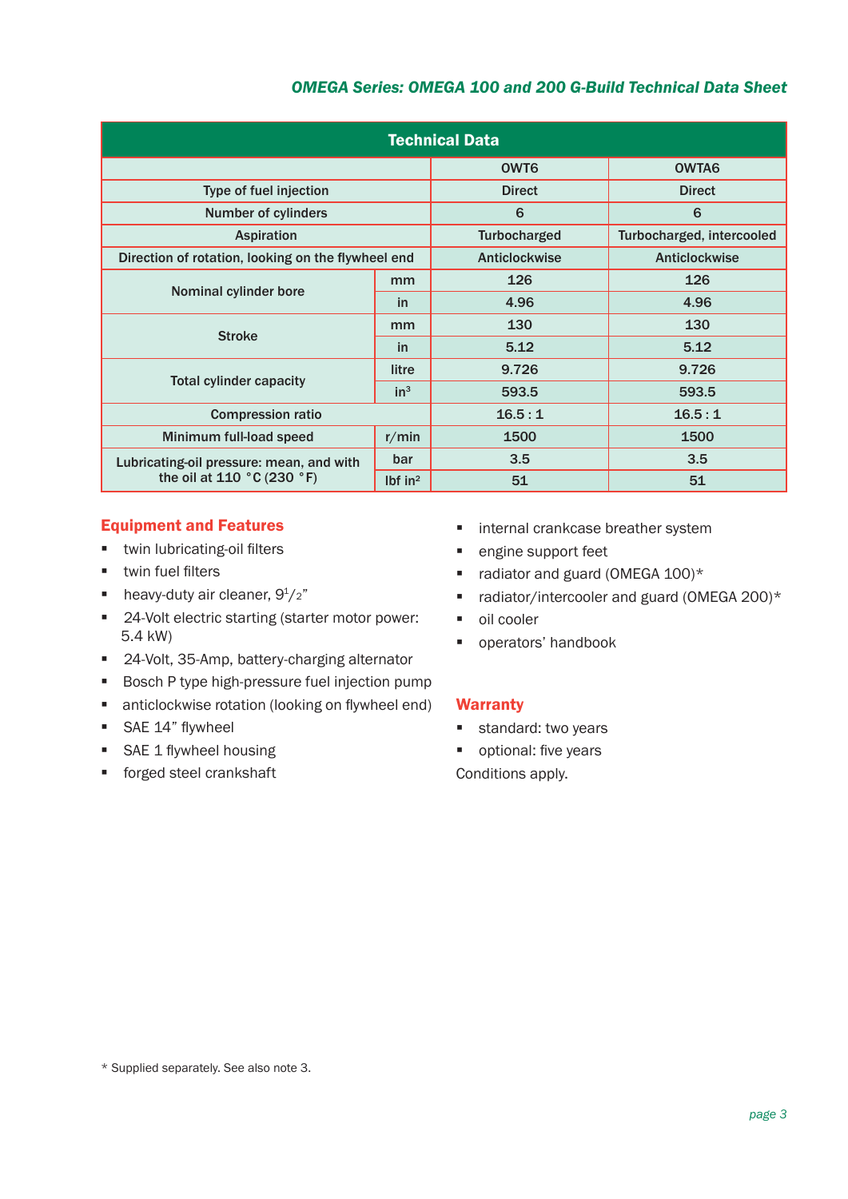| Technical Data | | | |
|---|---|---|---|
| | | OWT6 | OWTA6 |
| Type of fuel injection | | Direct | Direct |
| Number of cylinders | | 6 | 6 |
| Aspiration | | Turbocharged | Turbocharged, intercooled |
| Direction of rotation, looking on the flywheel end | | Anticlockwise | Anticlockwise |
| Nominal cylinder bore | mm | 126 | 126 |
| | in | 4.96 | 4.96 |
| Stroke | mm | 130 | 130 |
| | in | 5.12 | 5.12 |
| Total cylinder capacity | litre | 9.726 | 9.726 |
| | $in^3$ | 593.5 | 593.5 |
| Compression ratio | | 16.5 : 1 | 16.5 : 1 |
| Minimum full-load speed | r/min | 1500 | 1500 |
| Lubricating-oil pressure: mean, and with the oil at 110 °C (230 °F) | bar | 3.5 | 3.5 |
| | lbf $in^2$ | 51 | 51 |

## Equipment and Features

- twin lubricating-oil filters
- twin fuel filters
- heavy-duty air cleaner, $9^1/_2$”
- 24-Volt electric starting (starter motor power: 5.4 kW)
- 24-Volt, 35-Amp, battery-charging alternator
- Bosch P type high-pressure fuel injection pump
- anticlockwise rotation (looking on flywheel end)
- SAE 14” flywheel
- SAE 1 flywheel housing
- forged steel crankshaft
- internal crankcase breather system
- engine support feet
- radiator and guard (OMEGA 100)*
- radiator/intercooler and guard (OMEGA 200)*
- oil cooler
- operators’ handbook

## Warranty

- standard: two years
- optional: five years

Conditions apply.

* Supplied separately. See also note 3.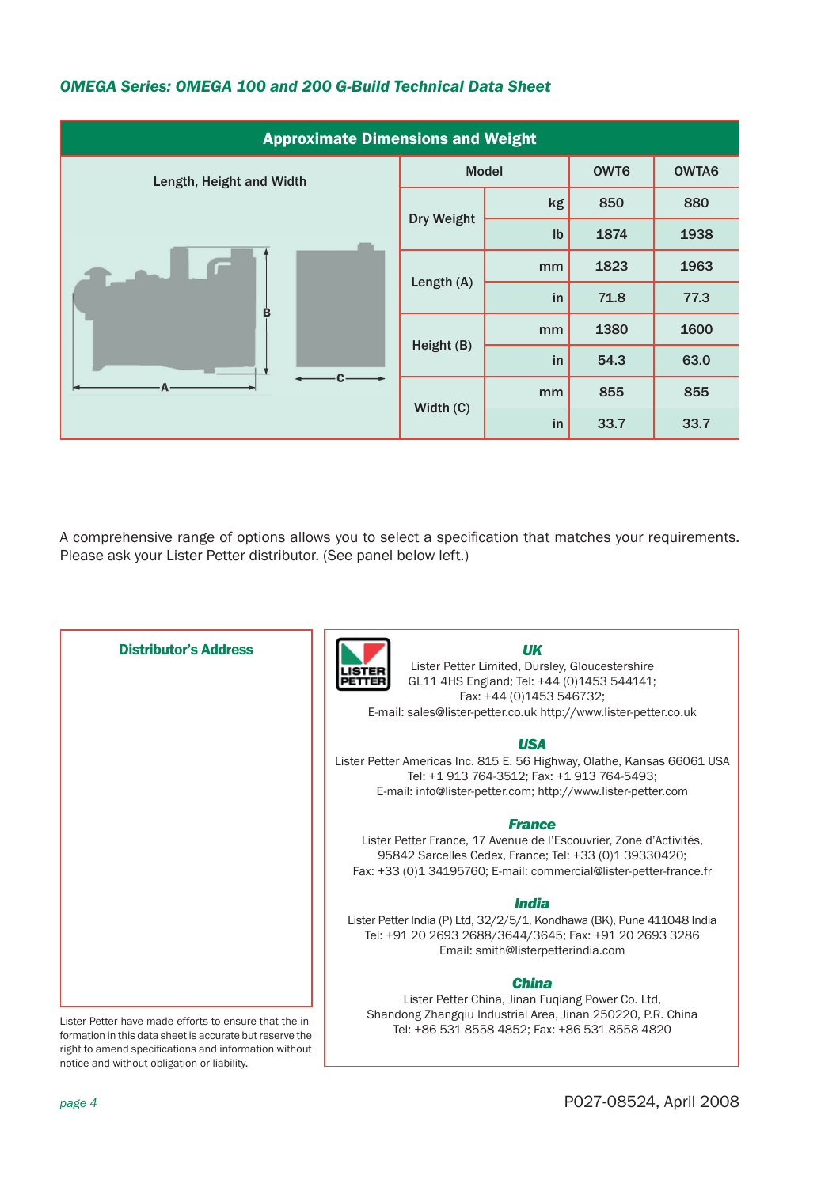*OMEGA Series: OMEGA 100 and 200 G-Build Technical Data Sheet*

## Approximate Dimensions and Weight

Length, Height and Width

B

A

C

| Model | | OWT6 | OWTA6 |
|---|---|---|---|
| Dry Weight | kg | 850 | 880 |
| | lb | 1874 | 1938 |
| Length (A) | mm | 1823 | 1963 |
| | in | 71.8 | 77.3 |
| Height (B) | mm | 1380 | 1600 |
| | in | 54.3 | 63.0 |
| Width (C) | mm | 855 | 855 |
| | in | 33.7 | 33.7 |

A comprehensive range of options allows you to select a specification that matches your requirements. Please ask your Lister Petter distributor. (See panel below left.)

**Distributor's Address**

Lister Petter have made efforts to ensure that the information in this data sheet is accurate but reserve the right to amend specifications and information without notice and without obligation or liability.

LISTER PETTER

***UK***

Lister Petter Limited, Dursley, Gloucestershire
GL11 4HS England; Tel: +44 (0)1453 544141;
Fax: +44 (0)1453 546732;
E-mail: sales@lister-petter.co.uk http://www.lister-petter.co.uk

***USA***

Lister Petter Americas Inc. 815 E. 56 Highway, Olathe, Kansas 66061 USA
Tel: +1 913 764-3512; Fax: +1 913 764-5493;
E-mail: info@lister-petter.com; http://www.lister-petter.com

***France***

Lister Petter France, 17 Avenue de l'Escouvrier, Zone d'Activités,
95842 Sarcelles Cedex, France; Tel: +33 (0)1 39330420;
Fax: +33 (0)1 34195760; E-mail: commercial@lister-petter-france.fr

***India***

Lister Petter India (P) Ltd, 32/2/5/1, Kondhawa (BK), Pune 411048 India
Tel: +91 20 2693 2688/3644/3645; Fax: +91 20 2693 3286
Email: smith@listerpetterindia.com

***China***

Lister Petter China, Jinan Fuqiang Power Co. Ltd,
Shandong Zhangqiu Industrial Area, Jinan 250220, P.R. China
Tel: +86 531 8558 4852; Fax: +86 531 8558 4820

P027-08524, April 2008